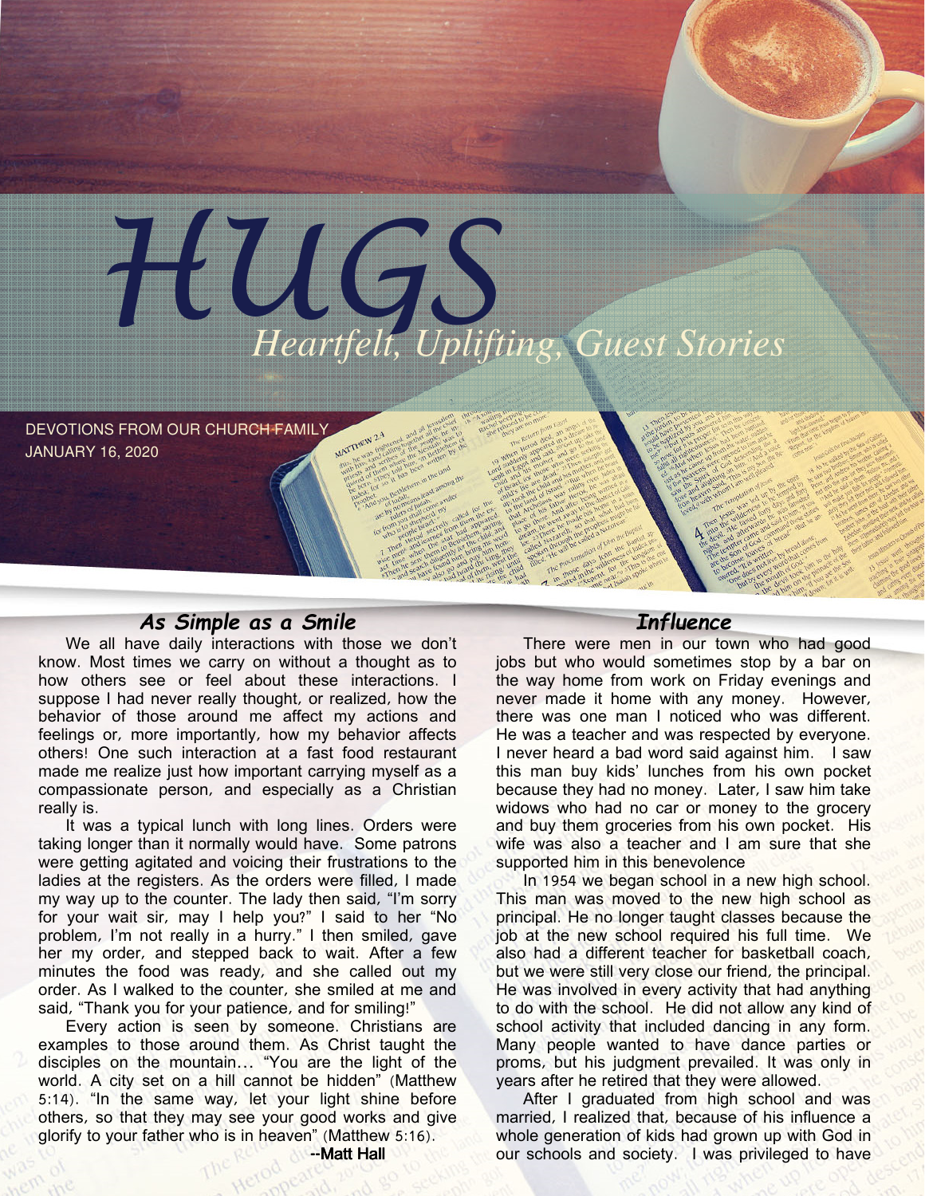# HUGS

*Heartfelt, Uplifting, Guest Stories*

DEVOTIONS FROM OUR CHURCH FAMILY
JANUARY 16, 2020

## As Simple as a Smile

We all have daily interactions with those we don't know. Most times we carry on without a thought as to how others see or feel about these interactions. I suppose I had never really thought, or realized, how the behavior of those around me affect my actions and feelings or, more importantly, how my behavior affects others! One such interaction at a fast food restaurant made me realize just how important carrying myself as a compassionate person, and especially as a Christian really is.

It was a typical lunch with long lines. Orders were taking longer than it normally would have. Some patrons were getting agitated and voicing their frustrations to the ladies at the registers. As the orders were filled, I made my way up to the counter. The lady then said, "I'm sorry for your wait sir, may I help you?" I said to her "No problem, I'm not really in a hurry." I then smiled, gave her my order, and stepped back to wait. After a few minutes the food was ready, and she called out my order. As I walked to the counter, she smiled at me and said, "Thank you for your patience, and for smiling!"

Every action is seen by someone. Christians are examples to those around them. As Christ taught the disciples on the mountain… "You are the light of the world. A city set on a hill cannot be hidden" (Matthew 5:14). "In the same way, let your light shine before others, so that they may see your good works and give glorify to your father who is in heaven" (Matthew 5:16).

--Matt Hall

## Influence

There were men in our town who had good jobs but who would sometimes stop by a bar on the way home from work on Friday evenings and never made it home with any money. However, there was one man I noticed who was different. He was a teacher and was respected by everyone. I never heard a bad word said against him. I saw this man buy kids' lunches from his own pocket because they had no money. Later, I saw him take widows who had no car or money to the grocery and buy them groceries from his own pocket. His wife was also a teacher and I am sure that she supported him in this benevolence

In 1954 we began school in a new high school. This man was moved to the new high school as principal. He no longer taught classes because the job at the new school required his full time. We also had a different teacher for basketball coach, but we were still very close our friend, the principal. He was involved in every activity that had anything to do with the school. He did not allow any kind of school activity that included dancing in any form. Many people wanted to have dance parties or proms, but his judgment prevailed. It was only in years after he retired that they were allowed.

After I graduated from high school and was married, I realized that, because of his influence a whole generation of kids had grown up with God in our schools and society. I was privileged to have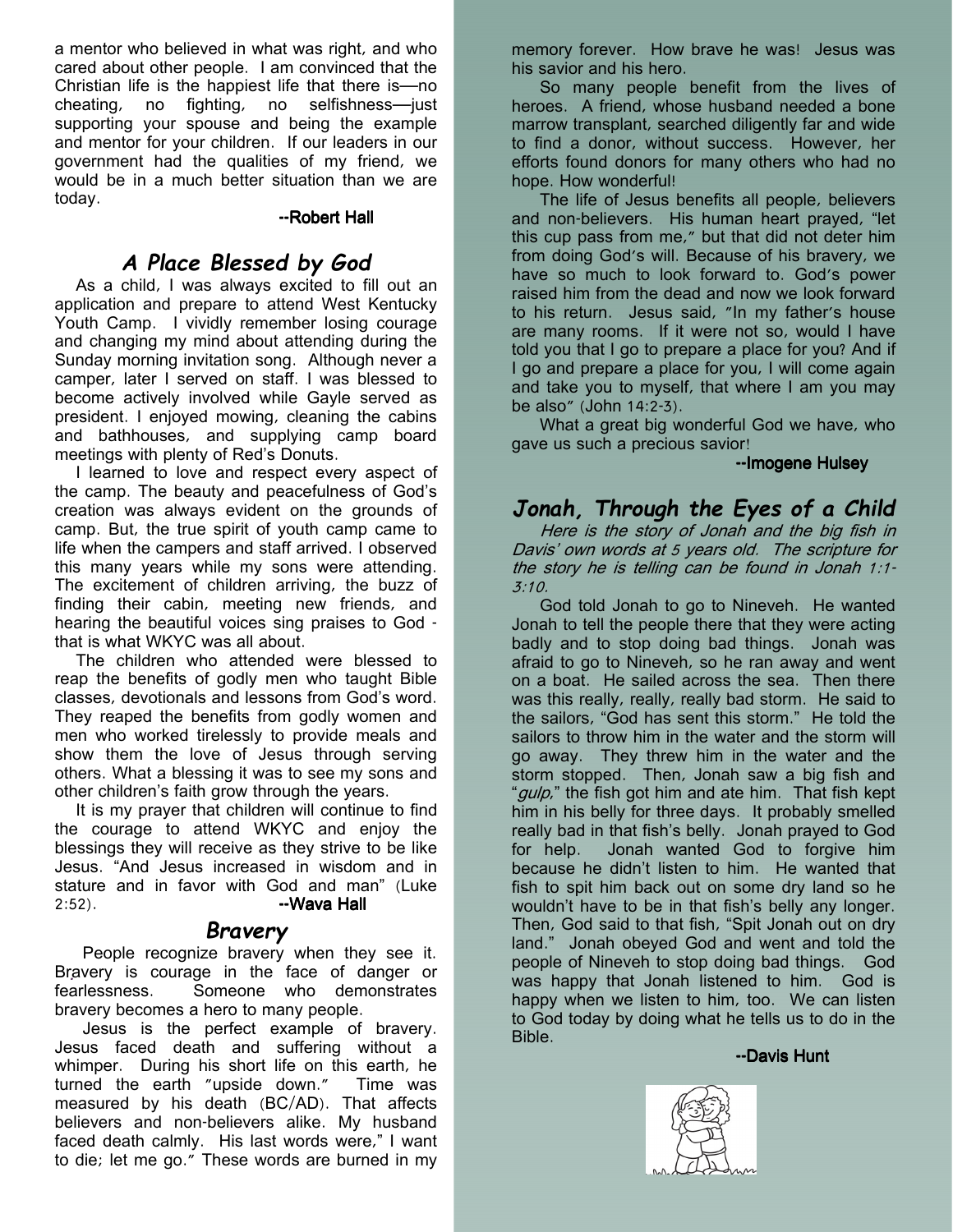a mentor who believed in what was right, and who cared about other people. I am convinced that the Christian life is the happiest life that there is—no cheating, no fighting, no selfishness—just supporting your spouse and being the example and mentor for your children. If our leaders in our government had the qualities of my friend, we would be in a much better situation than we are today.

**--Robert Hall**

## *A Place Blessed by God*

As a child, I was always excited to fill out an application and prepare to attend West Kentucky Youth Camp. I vividly remember losing courage and changing my mind about attending during the Sunday morning invitation song. Although never a camper, later I served on staff. I was blessed to become actively involved while Gayle served as president. I enjoyed mowing, cleaning the cabins and bathhouses, and supplying camp board meetings with plenty of Red's Donuts.

I learned to love and respect every aspect of the camp. The beauty and peacefulness of God's creation was always evident on the grounds of camp. But, the true spirit of youth camp came to life when the campers and staff arrived. I observed this many years while my sons were attending. The excitement of children arriving, the buzz of finding their cabin, meeting new friends, and hearing the beautiful voices sing praises to God - that is what WKYC was all about.

The children who attended were blessed to reap the benefits of godly men who taught Bible classes, devotionals and lessons from God's word. They reaped the benefits from godly women and men who worked tirelessly to provide meals and show them the love of Jesus through serving others. What a blessing it was to see my sons and other children's faith grow through the years.

It is my prayer that children will continue to find the courage to attend WKYC and enjoy the blessings they will receive as they strive to be like Jesus. "And Jesus increased in wisdom and in stature and in favor with God and man" (Luke 2:52).

**--Wava Hall**

## *Bravery*

People recognize bravery when they see it. Bravery is courage in the face of danger or fearlessness. Someone who demonstrates bravery becomes a hero to many people.

Jesus is the perfect example of bravery. Jesus faced death and suffering without a whimper. During his short life on this earth, he turned the earth "upside down." Time was measured by his death (BC/AD). That affects believers and non-believers alike. My husband faced death calmly. His last words were," I want to die; let me go." These words are burned in my memory forever. How brave he was! Jesus was his savior and his hero.

So many people benefit from the lives of heroes. A friend, whose husband needed a bone marrow transplant, searched diligently far and wide to find a donor, without success. However, her efforts found donors for many others who had no hope. How wonderful!

The life of Jesus benefits all people, believers and non-believers. His human heart prayed, "let this cup pass from me," but that did not deter him from doing God's will. Because of his bravery, we have so much to look forward to. God's power raised him from the dead and now we look forward to his return. Jesus said, "In my father's house are many rooms. If it were not so, would I have told you that I go to prepare a place for you? And if I go and prepare a place for you, I will come again and take you to myself, that where I am you may be also" (John 14:2-3).

What a great big wonderful God we have, who gave us such a precious savior!

**--Imogene Hulsey**

## *Jonah, Through the Eyes of a Child*

*Here is the story of Jonah and the big fish in Davis' own words at 5 years old. The scripture for the story he is telling can be found in Jonah 1:1-3:10.*

God told Jonah to go to Nineveh. He wanted Jonah to tell the people there that they were acting badly and to stop doing bad things. Jonah was afraid to go to Nineveh, so he ran away and went on a boat. He sailed across the sea. Then there was this really, really, really bad storm. He said to the sailors, "God has sent this storm." He told the sailors to throw him in the water and the storm will go away. They threw him in the water and the storm stopped. Then, Jonah saw a big fish and "*gulp*," the fish got him and ate him. That fish kept him in his belly for three days. It probably smelled really bad in that fish's belly. Jonah prayed to God for help. Jonah wanted God to forgive him because he didn't listen to him. He wanted that fish to spit him back out on some dry land so he wouldn't have to be in that fish's belly any longer. Then, God said to that fish, "Spit Jonah out on dry land." Jonah obeyed God and went and told the people of Nineveh to stop doing bad things. God was happy that Jonah listened to him. God is happy when we listen to him, too. We can listen to God today by doing what he tells us to do in the Bible.

**--Davis Hunt**